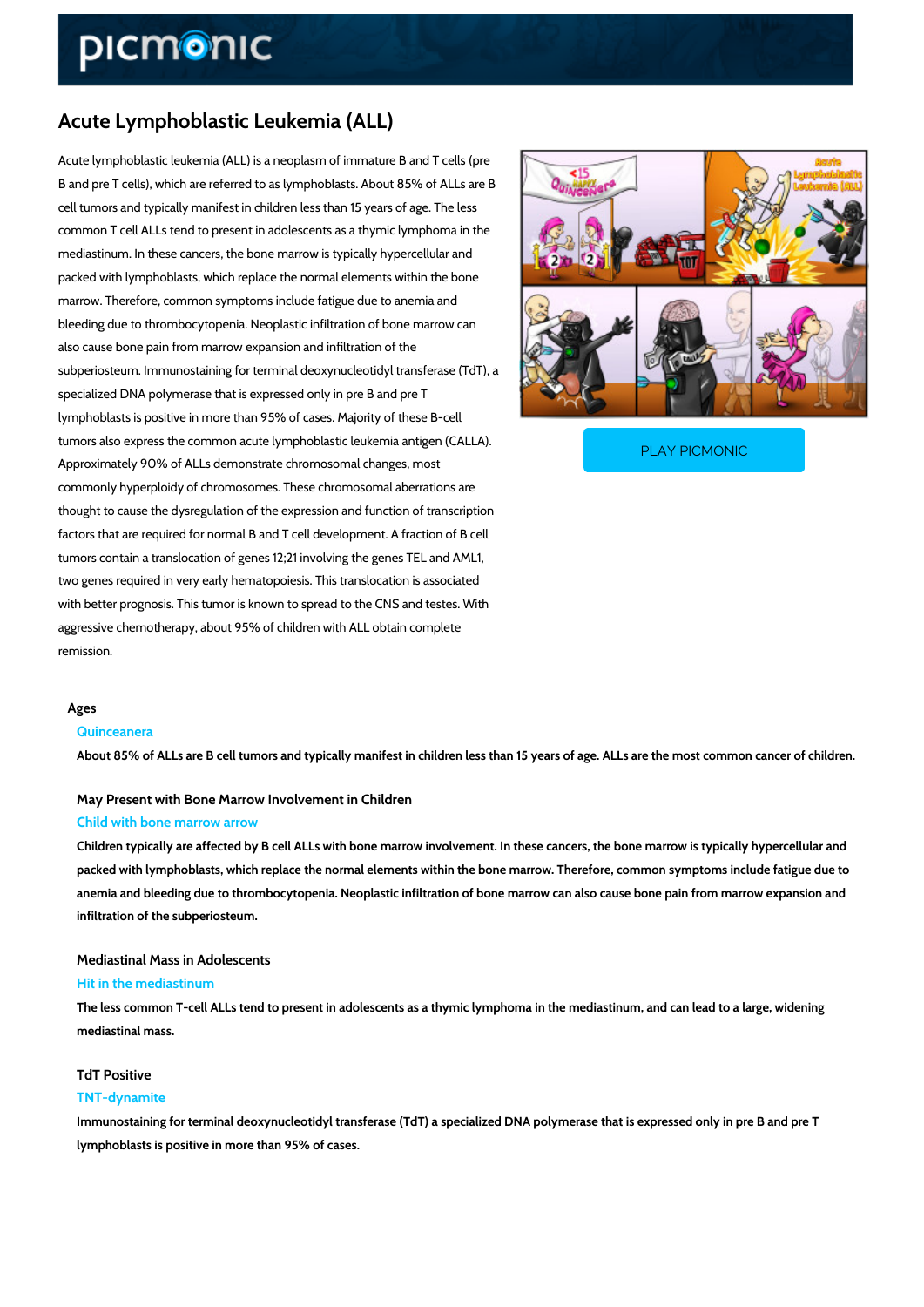# Acute Lymphoblastic Leukemia (ALL)

Acute lymphoblastic leukemia (ALL) is a neoplasm of immature B and T cells (pre B and pre T cells), which are referred to as lymphoblasts. About 85% of ALLs are B cell tumors and typically manifest in children less than 15 years of age. The less common T cell ALLs tend to present in adolescents as a thymic lymphoma in the mediastinum. In these cancers, the bone marrow is typically hypercellular and packed with lymphoblasts, which replace the normal elements within the bone marrow. Therefore, common symptoms include fatigue due to anemia and bleeding due to thrombocytopenia. Neoplastic infiltration of bone marrow can also cause bone pain from marrow expansion and infiltration of the subperiosteum. Immunostaining for terminal deoxynucleotidyl transferase (TdT), a specialized DNA polymerase that is expressed only in pre B and pre T lymphoblasts is positive in more than 95% of cases. Majority of these B-cell tumors also express the common acute lymphoblastic leukemia antigen (CALLA). Approximately 90% of ALLs demonstrate chromosomal changes, most commonly hyperploidy of chromosomes. These chromosomal aberrations are thought to cause the dysregulation of the expression and function of transcription factors that are required for normal B and T cell development. A fraction of B cell tumors contain a translocation of genes 12;21 involving the genes TEL and AML1, two genes required in very early hematopoiesis. This translocation is associated with better prognosis. This tumor is known to spread to the CNS and testes. With aggressive chemotherapy, about 95% of children with ALL obtain complete remission.

PLAY PICMONIC

### Ages

Quinceanera

About 85% of ALLs are B cell tumors and typically manifest in children less than 15 years of age. ALLs are the most common cancer of children.

### May Present with Bone Marrow Involvement in Children

Child with bone marrow arrow

Children typically are affected by B cell ALLs with bone marrow involvement. In these cancers, the bone marrow is typically hypercellular and packed with lymphoblasts, which replace the normal elements within the bone marrow. Therefore, common symptoms include fatigue due to anemia and bleeding due to thrombocytopenia. Neoplastic infiltration of bone marrow can also cause bone pain from marrow expansion and infiltration of the subperiosteum.

### Mediastinal Mass in Adolescents

Hit in the mediastinum

The less common T-cell ALLs tend to present in adolescents as a thymic lymphoma in the mediastinum, and can lead to a large, widening mediastinal mass.

### TdT Positive

TNT-dynamite

Immunostaining for terminal deoxynucleotidyl transferase (TdT) a specialized DNA polymerase that is expressed only in pre B and pre T lymphoblasts is positive in more than 95% of cases.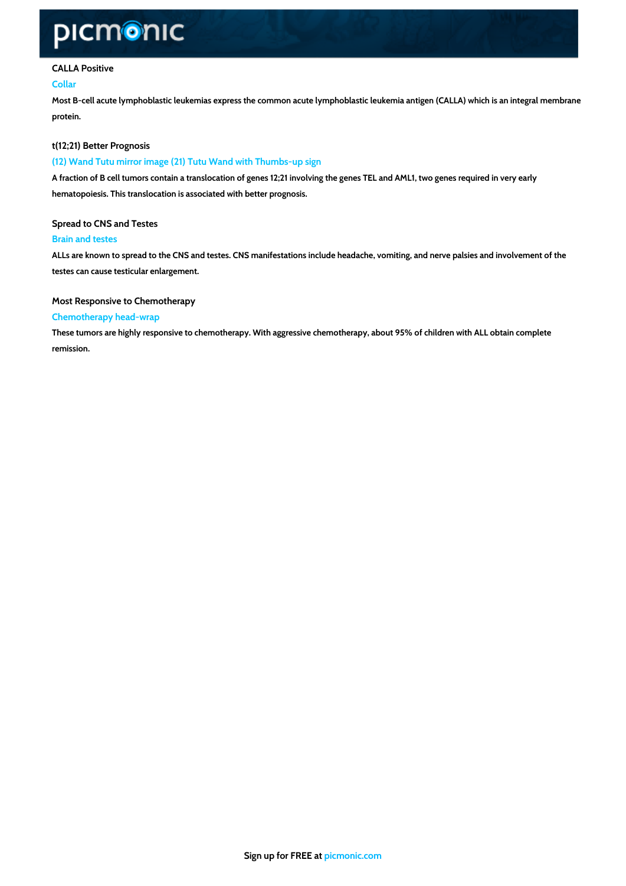CALLA Positive

Collar

Most B-cell acute lymphoblastic leukemias express the common acute lymphoblastic leukemia antigen (CALLA) which is an integral membrane protein.

t(12;21) Better Prognosis

(12) Wand Tutu mirror image (21) Tutu Wand with Thumbs-up sign

A fraction of B cell tumors contain a translocation of genes 12;21 involving the genes TEL and AML1, two genes required in very early hematopoiesis. This translocation is associated with better prognosis.

Spread to CNS and Testes

Brain and testes

ALLs are known to spread to the CNS and testes. CNS manifestations include headache, vomiting, and nerve palsies and involvement of the testes can cause testicular enlargement.

Most Responsive to Chemotherapy

Chemotherapy head-wrap

These tumors are highly responsive to chemotherapy. With aggressive chemotherapy, about 95% of children with ALL obtain complete remission.